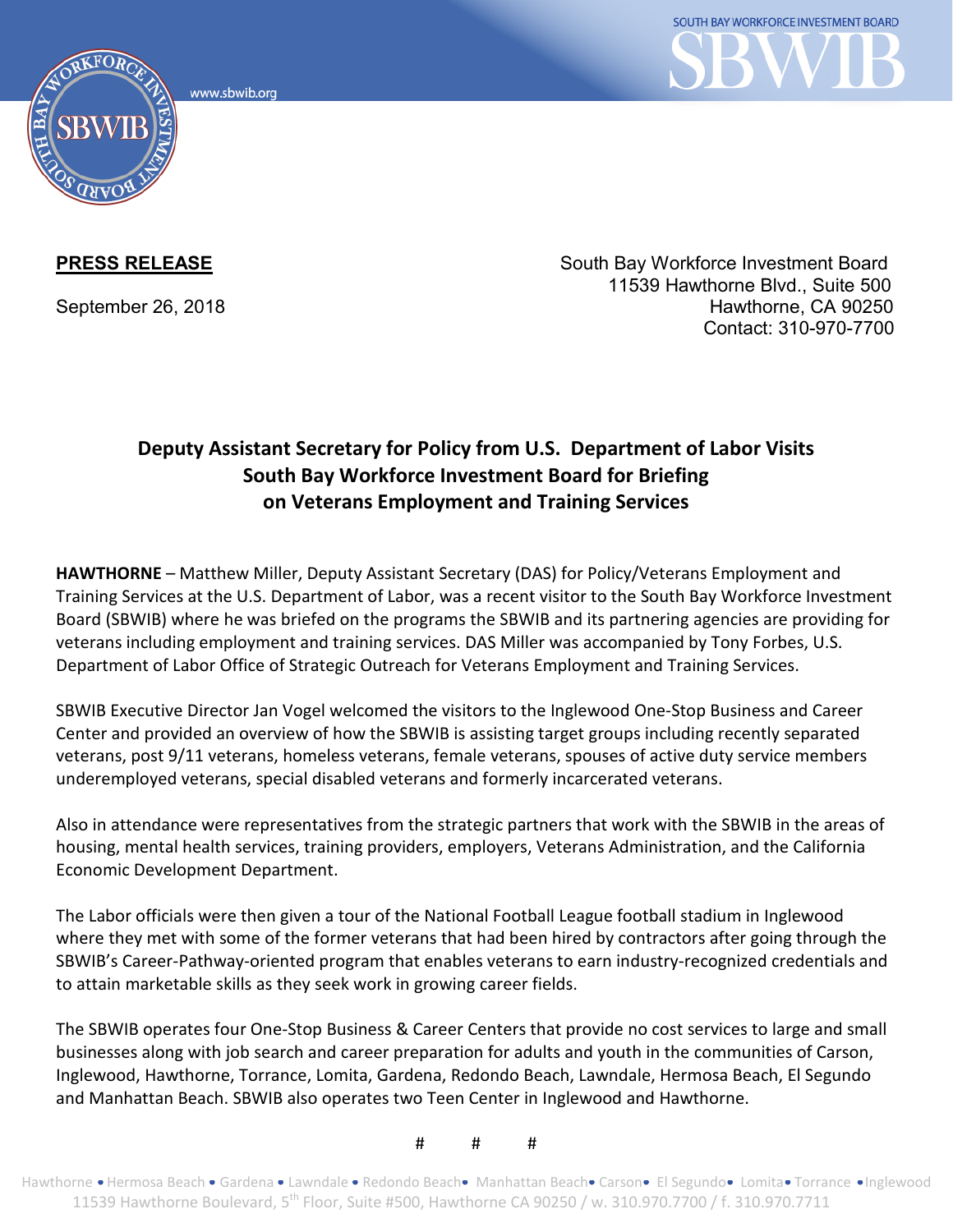SOUTH BAY WORKFORCE INVESTMENT BOARD

SBWIB

www.sbwib.org

**PRESS RELEASE**

September 26, 2018

South Bay Workforce Investment Board
11539 Hawthorne Blvd., Suite 500
Hawthorne, CA 90250
Contact: 310-970-7700

## Deputy Assistant Secretary for Policy from U.S. Department of Labor Visits South Bay Workforce Investment Board for Briefing on Veterans Employment and Training Services

**HAWTHORNE** – Matthew Miller, Deputy Assistant Secretary (DAS) for Policy/Veterans Employment and Training Services at the U.S. Department of Labor, was a recent visitor to the South Bay Workforce Investment Board (SBWIB) where he was briefed on the programs the SBWIB and its partnering agencies are providing for veterans including employment and training services. DAS Miller was accompanied by Tony Forbes, U.S. Department of Labor Office of Strategic Outreach for Veterans Employment and Training Services.

SBWIB Executive Director Jan Vogel welcomed the visitors to the Inglewood One-Stop Business and Career Center and provided an overview of how the SBWIB is assisting target groups including recently separated veterans, post 9/11 veterans, homeless veterans, female veterans, spouses of active duty service members underemployed veterans, special disabled veterans and formerly incarcerated veterans.

Also in attendance were representatives from the strategic partners that work with the SBWIB in the areas of housing, mental health services, training providers, employers, Veterans Administration, and the California Economic Development Department.

The Labor officials were then given a tour of the National Football League football stadium in Inglewood where they met with some of the former veterans that had been hired by contractors after going through the SBWIB's Career-Pathway-oriented program that enables veterans to earn industry-recognized credentials and to attain marketable skills as they seek work in growing career fields.

The SBWIB operates four One-Stop Business & Career Centers that provide no cost services to large and small businesses along with job search and career preparation for adults and youth in the communities of Carson, Inglewood, Hawthorne, Torrance, Lomita, Gardena, Redondo Beach, Lawndale, Hermosa Beach, El Segundo and Manhattan Beach. SBWIB also operates two Teen Center in Inglewood and Hawthorne.

# # #

Hawthorne • Hermosa Beach • Gardena • Lawndale • Redondo Beach • Manhattan Beach • Carson • El Segundo • Lomita • Torrance • Inglewood
11539 Hawthorne Boulevard, 5th Floor, Suite #500, Hawthorne CA 90250 / w. 310.970.7700 / f. 310.970.7711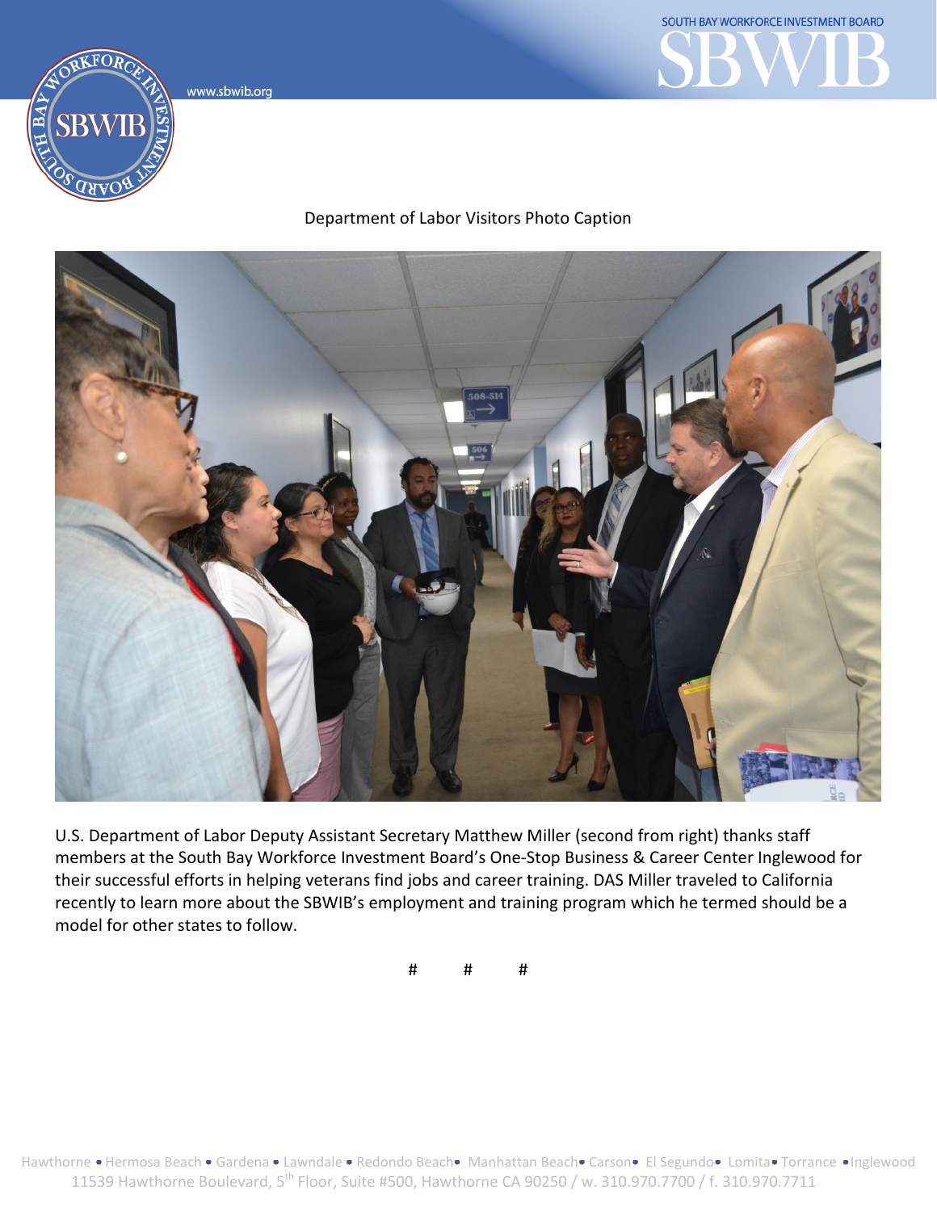Department of Labor Visitors Photo Caption

U.S. Department of Labor Deputy Assistant Secretary Matthew Miller (second from right) thanks staff members at the South Bay Workforce Investment Board's One-Stop Business & Career Center Inglewood for their successful efforts in helping veterans find jobs and career training. DAS Miller traveled to California recently to learn more about the SBWIB's employment and training program which he termed should be a model for other states to follow.

\# # #